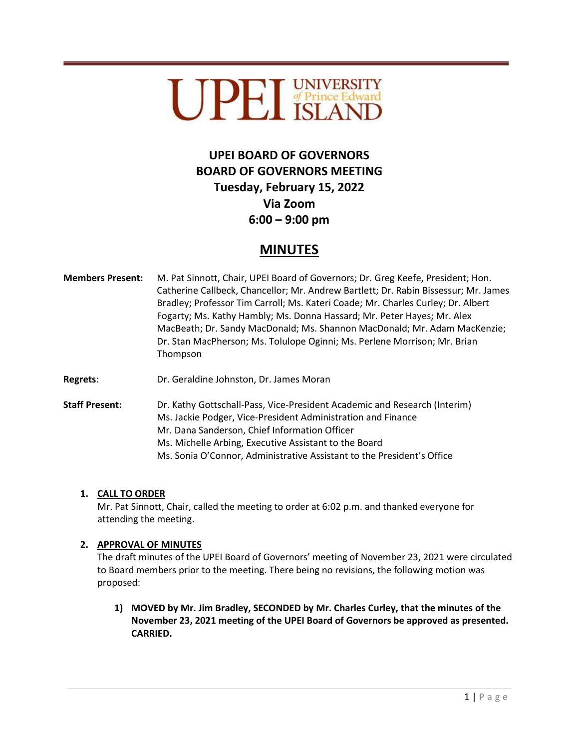# UPEI BOARD OF GOVERNORS
## BOARD OF GOVERNORS MEETING
## Tuesday, February 15, 2022
## Via Zoom
## 6:00 – 9:00 pm

# MINUTES

**Members Present:** M. Pat Sinnott, Chair, UPEI Board of Governors; Dr. Greg Keefe, President; Hon. Catherine Callbeck, Chancellor; Mr. Andrew Bartlett; Dr. Rabin Bissessur; Mr. James Bradley; Professor Tim Carroll; Ms. Kateri Coade; Mr. Charles Curley; Dr. Albert Fogarty; Ms. Kathy Hambly; Ms. Donna Hassard; Mr. Peter Hayes; Mr. Alex MacBeath; Dr. Sandy MacDonald; Ms. Shannon MacDonald; Mr. Adam MacKenzie; Dr. Stan MacPherson; Ms. Tolulope Oginni; Ms. Perlene Morrison; Mr. Brian Thompson

**Regrets**: Dr. Geraldine Johnston, Dr. James Moran

**Staff Present:** Dr. Kathy Gottschall-Pass, Vice-President Academic and Research (Interim)
Ms. Jackie Podger, Vice-President Administration and Finance
Mr. Dana Sanderson, Chief Information Officer
Ms. Michelle Arbing, Executive Assistant to the Board
Ms. Sonia O'Connor, Administrative Assistant to the President's Office

1. **CALL TO ORDER**
   Mr. Pat Sinnott, Chair, called the meeting to order at 6:02 p.m. and thanked everyone for attending the meeting.

2. **APPROVAL OF MINUTES**
   The draft minutes of the UPEI Board of Governors' meeting of November 23, 2021 were circulated to Board members prior to the meeting. There being no revisions, the following motion was proposed:

   1) **MOVED by Mr. Jim Bradley, SECONDED by Mr. Charles Curley, that the minutes of the November 23, 2021 meeting of the UPEI Board of Governors be approved as presented. CARRIED.**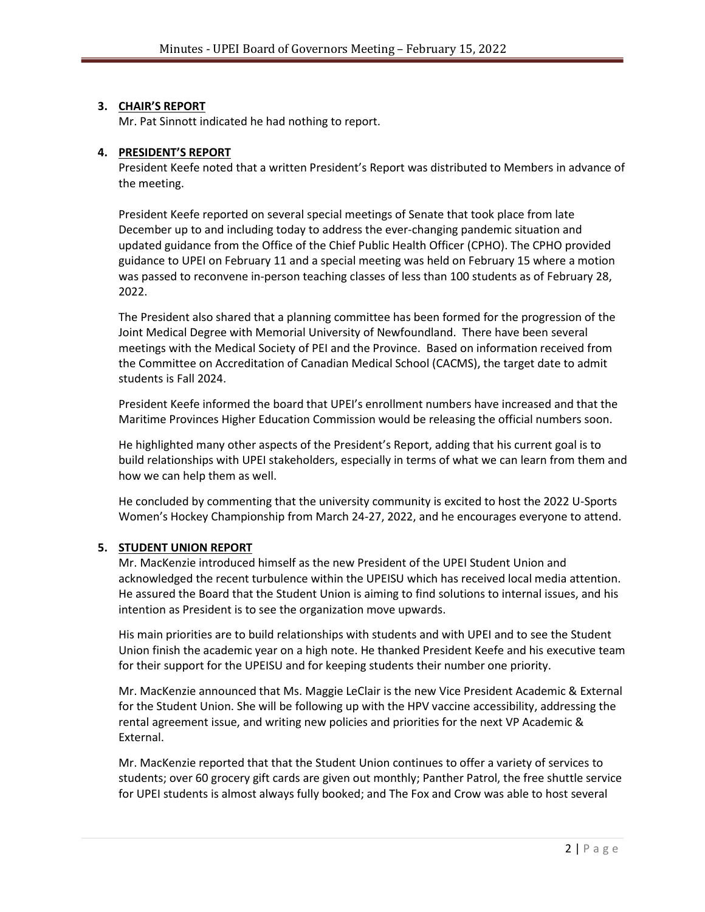**3. CHAIR'S REPORT**

Mr. Pat Sinnott indicated he had nothing to report.

**4. PRESIDENT'S REPORT**

President Keefe noted that a written President's Report was distributed to Members in advance of the meeting.

President Keefe reported on several special meetings of Senate that took place from late December up to and including today to address the ever-changing pandemic situation and updated guidance from the Office of the Chief Public Health Officer (CPHO). The CPHO provided guidance to UPEI on February 11 and a special meeting was held on February 15 where a motion was passed to reconvene in-person teaching classes of less than 100 students as of February 28, 2022.

The President also shared that a planning committee has been formed for the progression of the Joint Medical Degree with Memorial University of Newfoundland. There have been several meetings with the Medical Society of PEI and the Province. Based on information received from the Committee on Accreditation of Canadian Medical School (CACMS), the target date to admit students is Fall 2024.

President Keefe informed the board that UPEI's enrollment numbers have increased and that the Maritime Provinces Higher Education Commission would be releasing the official numbers soon.

He highlighted many other aspects of the President's Report, adding that his current goal is to build relationships with UPEI stakeholders, especially in terms of what we can learn from them and how we can help them as well.

He concluded by commenting that the university community is excited to host the 2022 U-Sports Women's Hockey Championship from March 24-27, 2022, and he encourages everyone to attend.

**5. STUDENT UNION REPORT**

Mr. MacKenzie introduced himself as the new President of the UPEI Student Union and acknowledged the recent turbulence within the UPEISU which has received local media attention. He assured the Board that the Student Union is aiming to find solutions to internal issues, and his intention as President is to see the organization move upwards.

His main priorities are to build relationships with students and with UPEI and to see the Student Union finish the academic year on a high note. He thanked President Keefe and his executive team for their support for the UPEISU and for keeping students their number one priority.

Mr. MacKenzie announced that Ms. Maggie LeClair is the new Vice President Academic & External for the Student Union. She will be following up with the HPV vaccine accessibility, addressing the rental agreement issue, and writing new policies and priorities for the next VP Academic & External.

Mr. MacKenzie reported that that the Student Union continues to offer a variety of services to students; over 60 grocery gift cards are given out monthly; Panther Patrol, the free shuttle service for UPEI students is almost always fully booked; and The Fox and Crow was able to host several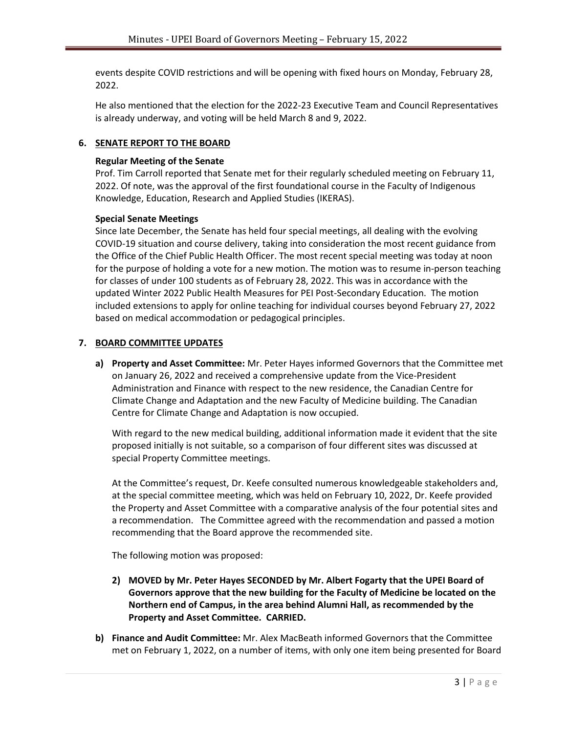events despite COVID restrictions and will be opening with fixed hours on Monday, February 28, 2022.

He also mentioned that the election for the 2022-23 Executive Team and Council Representatives is already underway, and voting will be held March 8 and 9, 2022.

## 6. SENATE REPORT TO THE BOARD

### Regular Meeting of the Senate

Prof. Tim Carroll reported that Senate met for their regularly scheduled meeting on February 11, 2022. Of note, was the approval of the first foundational course in the Faculty of Indigenous Knowledge, Education, Research and Applied Studies (IKERAS).

### Special Senate Meetings

Since late December, the Senate has held four special meetings, all dealing with the evolving COVID-19 situation and course delivery, taking into consideration the most recent guidance from the Office of the Chief Public Health Officer. The most recent special meeting was today at noon for the purpose of holding a vote for a new motion. The motion was to resume in-person teaching for classes of under 100 students as of February 28, 2022. This was in accordance with the updated Winter 2022 Public Health Measures for PEI Post-Secondary Education. The motion included extensions to apply for online teaching for individual courses beyond February 27, 2022 based on medical accommodation or pedagogical principles.

## 7. BOARD COMMITTEE UPDATES

a) **Property and Asset Committee:** Mr. Peter Hayes informed Governors that the Committee met on January 26, 2022 and received a comprehensive update from the Vice-President Administration and Finance with respect to the new residence, the Canadian Centre for Climate Change and Adaptation and the new Faculty of Medicine building. The Canadian Centre for Climate Change and Adaptation is now occupied.

   With regard to the new medical building, additional information made it evident that the site proposed initially is not suitable, so a comparison of four different sites was discussed at special Property Committee meetings.

   At the Committee's request, Dr. Keefe consulted numerous knowledgeable stakeholders and, at the special committee meeting, which was held on February 10, 2022, Dr. Keefe provided the Property and Asset Committee with a comparative analysis of the four potential sites and a recommendation. The Committee agreed with the recommendation and passed a motion recommending that the Board approve the recommended site.

   The following motion was proposed:

   2) **MOVED by Mr. Peter Hayes SECONDED by Mr. Albert Fogarty that the UPEI Board of Governors approve that the new building for the Faculty of Medicine be located on the Northern end of Campus, in the area behind Alumni Hall, as recommended by the Property and Asset Committee. CARRIED.**

b) **Finance and Audit Committee:** Mr. Alex MacBeath informed Governors that the Committee met on February 1, 2022, on a number of items, with only one item being presented for Board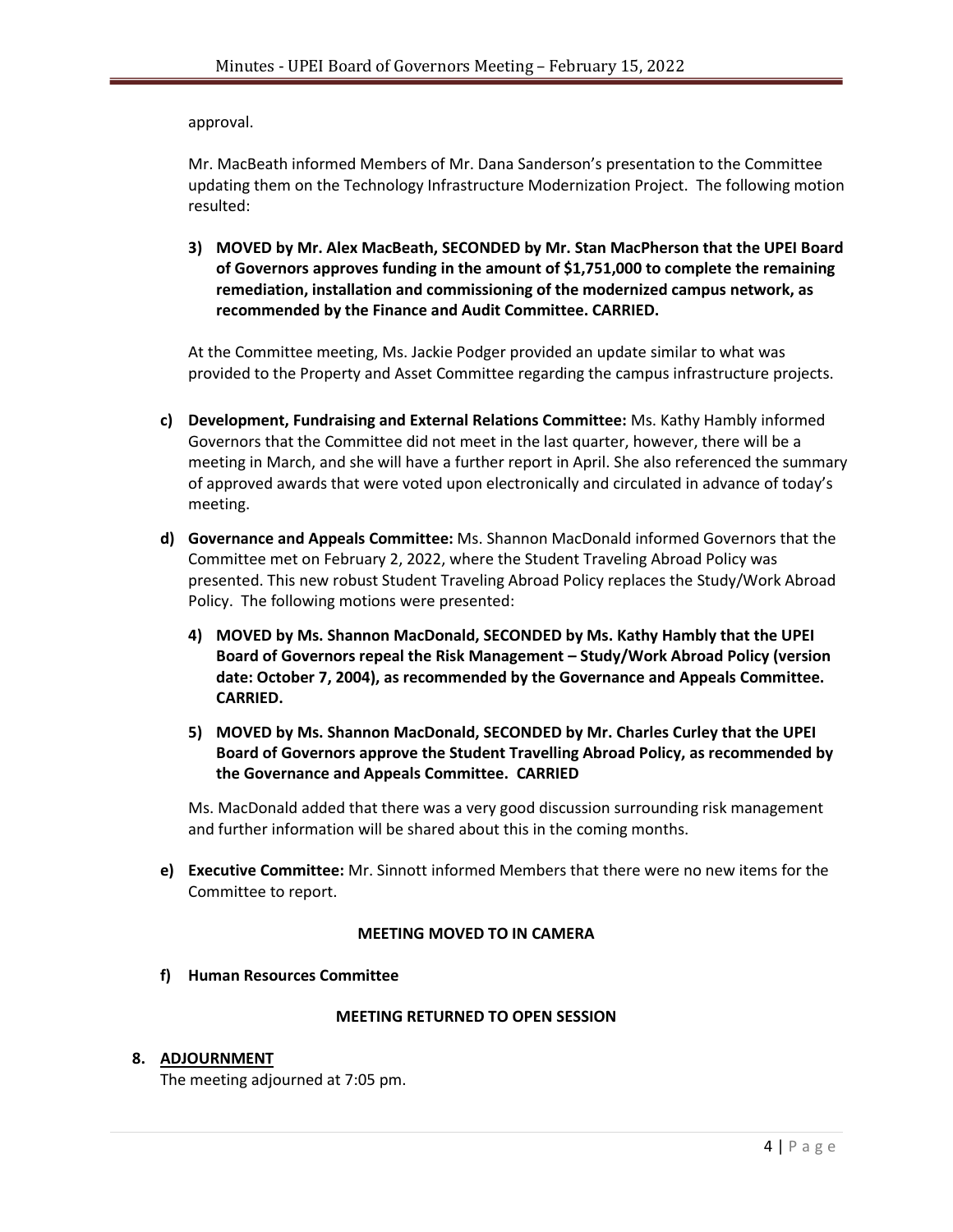approval.

Mr. MacBeath informed Members of Mr. Dana Sanderson's presentation to the Committee updating them on the Technology Infrastructure Modernization Project. The following motion resulted:

**3) MOVED by Mr. Alex MacBeath, SECONDED by Mr. Stan MacPherson that the UPEI Board of Governors approves funding in the amount of $1,751,000 to complete the remaining remediation, installation and commissioning of the modernized campus network, as recommended by the Finance and Audit Committee. CARRIED.**

At the Committee meeting, Ms. Jackie Podger provided an update similar to what was provided to the Property and Asset Committee regarding the campus infrastructure projects.

**c) Development, Fundraising and External Relations Committee:** Ms. Kathy Hambly informed Governors that the Committee did not meet in the last quarter, however, there will be a meeting in March, and she will have a further report in April. She also referenced the summary of approved awards that were voted upon electronically and circulated in advance of today's meeting.

**d) Governance and Appeals Committee:** Ms. Shannon MacDonald informed Governors that the Committee met on February 2, 2022, where the Student Traveling Abroad Policy was presented. This new robust Student Traveling Abroad Policy replaces the Study/Work Abroad Policy. The following motions were presented:

**4) MOVED by Ms. Shannon MacDonald, SECONDED by Ms. Kathy Hambly that the UPEI Board of Governors repeal the Risk Management – Study/Work Abroad Policy (version date: October 7, 2004), as recommended by the Governance and Appeals Committee. CARRIED.**

**5) MOVED by Ms. Shannon MacDonald, SECONDED by Mr. Charles Curley that the UPEI Board of Governors approve the Student Travelling Abroad Policy, as recommended by the Governance and Appeals Committee. CARRIED**

Ms. MacDonald added that there was a very good discussion surrounding risk management and further information will be shared about this in the coming months.

**e) Executive Committee:** Mr. Sinnott informed Members that there were no new items for the Committee to report.

**MEETING MOVED TO IN CAMERA**

**f) Human Resources Committee**

**MEETING RETURNED TO OPEN SESSION**

## 8. ADJOURNMENT

The meeting adjourned at 7:05 pm.